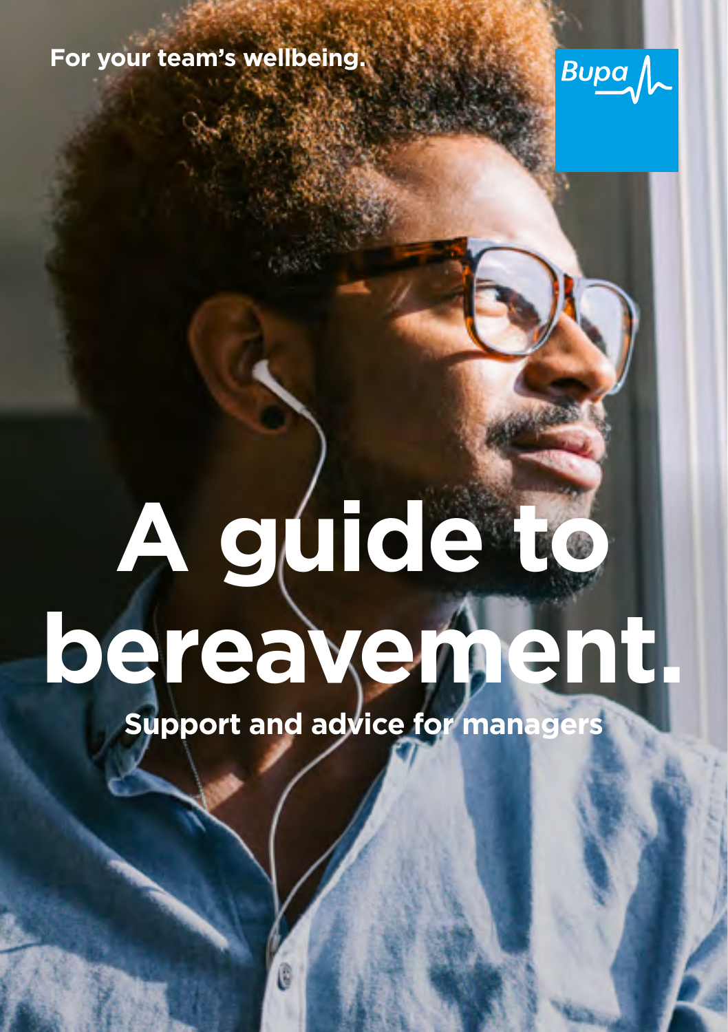For your team's wellbeing.

Bupa

# A guide to bereavement.

**Support and advice for managers**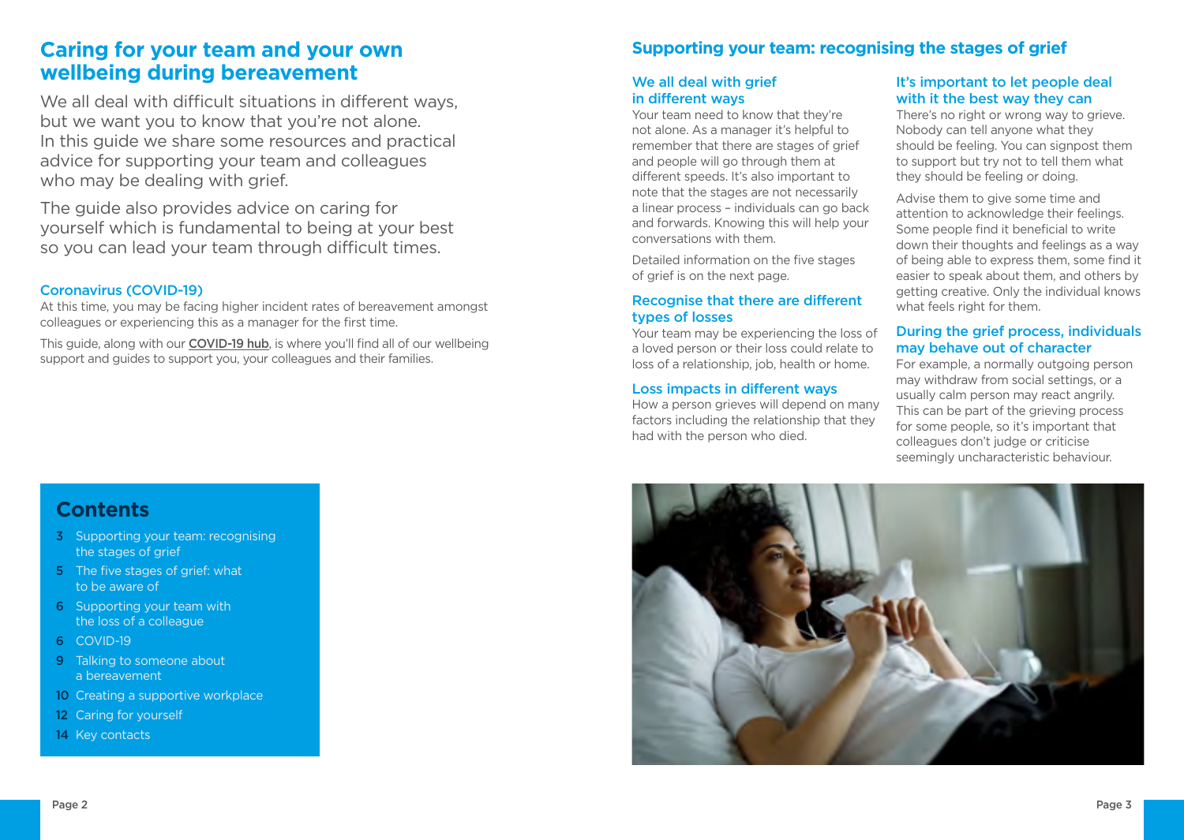# Caring for your team and your own wellbeing during bereavement

We all deal with difficult situations in different ways, but we want you to know that you're not alone. In this guide we share some resources and practical advice for supporting your team and colleagues who may be dealing with grief.

The guide also provides advice on caring for yourself which is fundamental to being at your best so you can lead your team through difficult times.

### Coronavirus (COVID-19)

At this time, you may be facing higher incident rates of bereavement amongst colleagues or experiencing this as a manager for the first time.

This guide, along with our **COVID-19 hub**, is where you'll find all of our wellbeing support and guides to support you, your colleagues and their families.

## Contents

- 3 Supporting your team: recognising the stages of grief
- 5 The five stages of grief: what to be aware of
- 6 Supporting your team with the loss of a colleague
- 6 COVID-19
- 9 Talking to someone about a bereavement
- 10 Creating a supportive workplace
- 12 Caring for yourself
- 14 Key contacts

## Supporting your team: recognising the stages of grief

### We all deal with grief in different ways

Your team need to know that they're not alone. As a manager it's helpful to remember that there are stages of grief and people will go through them at different speeds. It's also important to note that the stages are not necessarily a linear process – individuals can go back and forwards. Knowing this will help your conversations with them.

Detailed information on the five stages of grief is on the next page.

### Recognise that there are different types of losses

Your team may be experiencing the loss of a loved person or their loss could relate to loss of a relationship, job, health or home.

### Loss impacts in different ways

How a person grieves will depend on many factors including the relationship that they had with the person who died.

### It's important to let people deal with it the best way they can

There's no right or wrong way to grieve. Nobody can tell anyone what they should be feeling. You can signpost them to support but try not to tell them what they should be feeling or doing.

Advise them to give some time and attention to acknowledge their feelings. Some people find it beneficial to write down their thoughts and feelings as a way of being able to express them, some find it easier to speak about them, and others by getting creative. Only the individual knows what feels right for them.

### During the grief process, individuals may behave out of character

For example, a normally outgoing person may withdraw from social settings, or a usually calm person may react angrily. This can be part of the grieving process for some people, so it's important that colleagues don't judge or criticise seemingly uncharacteristic behaviour.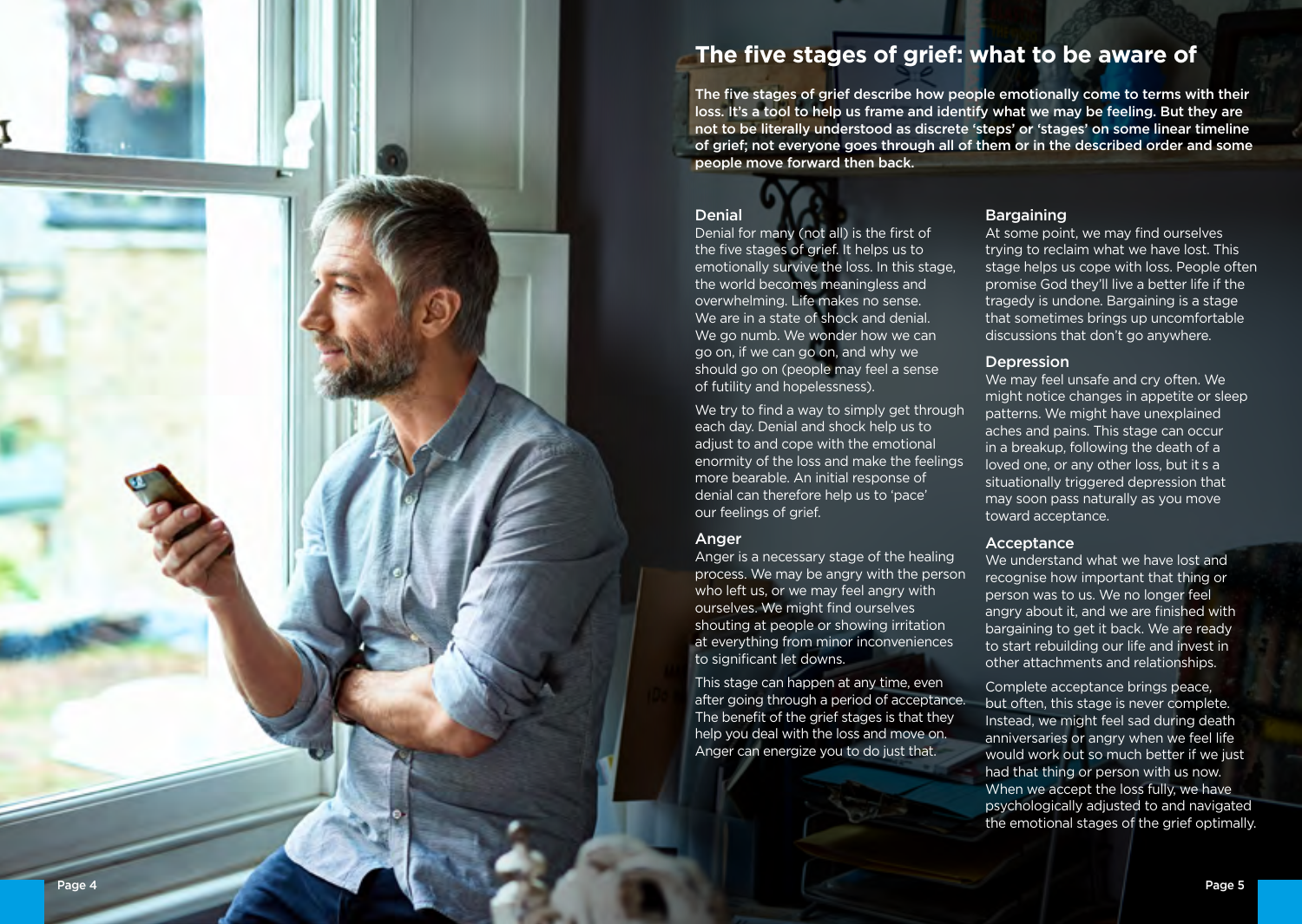## The five stages of grief: what to be aware of

**The five stages of grief describe how people emotionally come to terms with their loss. It's a tool to help us frame and identify what we may be feeling. But they are not to be literally understood as discrete 'steps' or 'stages' on some linear timeline of grief; not everyone goes through all of them or in the described order and some people move forward then back.**

### Denial

Denial for many (not all) is the first of the five stages of grief. It helps us to emotionally survive the loss. In this stage, the world becomes meaningless and overwhelming. Life makes no sense. We are in a state of shock and denial. We go numb. We wonder how we can go on, if we can go on, and why we should go on (people may feel a sense of futility and hopelessness).

We try to find a way to simply get through each day. Denial and shock help us to adjust to and cope with the emotional enormity of the loss and make the feelings more bearable. An initial response of denial can therefore help us to 'pace' our feelings of grief.

### Anger

Anger is a necessary stage of the healing process. We may be angry with the person who left us, or we may feel angry with ourselves. We might find ourselves shouting at people or showing irritation at everything from minor inconveniences to significant let downs.

This stage can happen at any time, even after going through a period of acceptance. The benefit of the grief stages is that they help you deal with the loss and move on. Anger can energize you to do just that.

### Bargaining

At some point, we may find ourselves trying to reclaim what we have lost. This stage helps us cope with loss. People often promise God they'll live a better life if the tragedy is undone. Bargaining is a stage that sometimes brings up uncomfortable discussions that don't go anywhere.

### Depression

We may feel unsafe and cry often. We might notice changes in appetite or sleep patterns. We might have unexplained aches and pains. This stage can occur in a breakup, following the death of a loved one, or any other loss, but it s a situationally triggered depression that may soon pass naturally as you move toward acceptance.

### Acceptance

We understand what we have lost and recognise how important that thing or person was to us. We no longer feel angry about it, and we are finished with bargaining to get it back. We are ready to start rebuilding our life and invest in other attachments and relationships.

Complete acceptance brings peace, but often, this stage is never complete. Instead, we might feel sad during death anniversaries or angry when we feel life would work out so much better if we just had that thing or person with us now. When we accept the loss fully, we have psychologically adjusted to and navigated the emotional stages of the grief optimally.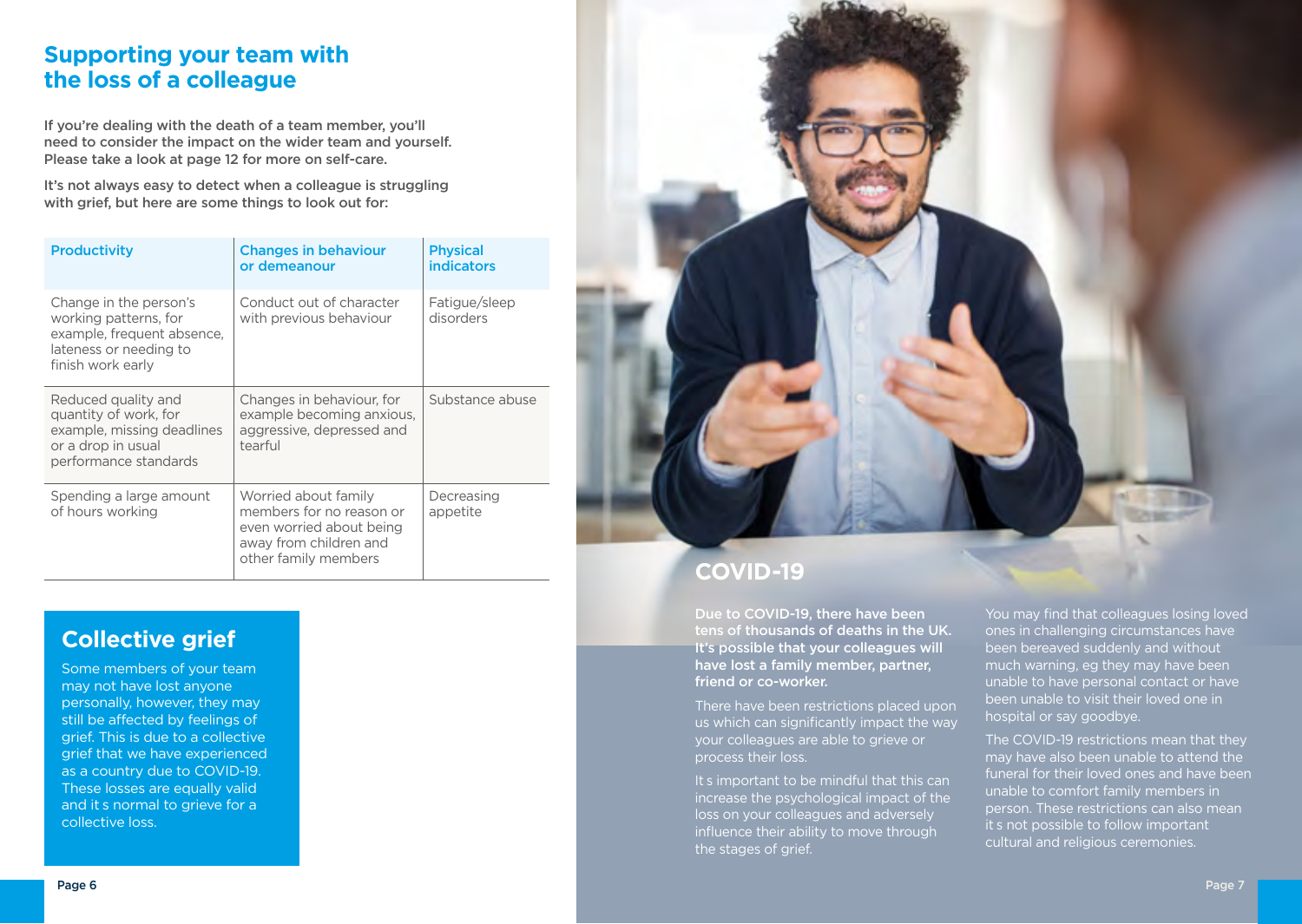## Supporting your team with the loss of a colleague

If you're dealing with the death of a team member, you'll need to consider the impact on the wider team and yourself. Please take a look at page 12 for more on self-care.

It's not always easy to detect when a colleague is struggling with grief, but here are some things to look out for:

| Productivity | Changes in behaviour or demeanour | Physical indicators |
|---|---|---|
| Change in the person's working patterns, for example, frequent absence, lateness or needing to finish work early | Conduct out of character with previous behaviour | Fatigue/sleep disorders |
| Reduced quality and quantity of work, for example, missing deadlines or a drop in usual performance standards | Changes in behaviour, for example becoming anxious, aggressive, depressed and tearful | Substance abuse |
| Spending a large amount of hours working | Worried about family members for no reason or even worried about being away from children and other family members | Decreasing appetite |

### Collective grief

Some members of your team may not have lost anyone personally, however, they may still be affected by feelings of grief. This is due to a collective grief that we have experienced as a country due to COVID-19. These losses are equally valid and it s normal to grieve for a collective loss.

## COVID-19

**Due to COVID-19, there have been tens of thousands of deaths in the UK. It's possible that your colleagues will have lost a family member, partner, friend or co-worker.**

There have been restrictions placed upon us which can significantly impact the way your colleagues are able to grieve or process their loss.

It s important to be mindful that this can increase the psychological impact of the loss on your colleagues and adversely influence their ability to move through the stages of grief.

You may find that colleagues losing loved ones in challenging circumstances have been bereaved suddenly and without much warning, eg they may have been unable to have personal contact or have been unable to visit their loved one in hospital or say goodbye.

The COVID-19 restrictions mean that they may have also been unable to attend the funeral for their loved ones and have been unable to comfort family members in person. These restrictions can also mean it s not possible to follow important cultural and religious ceremonies.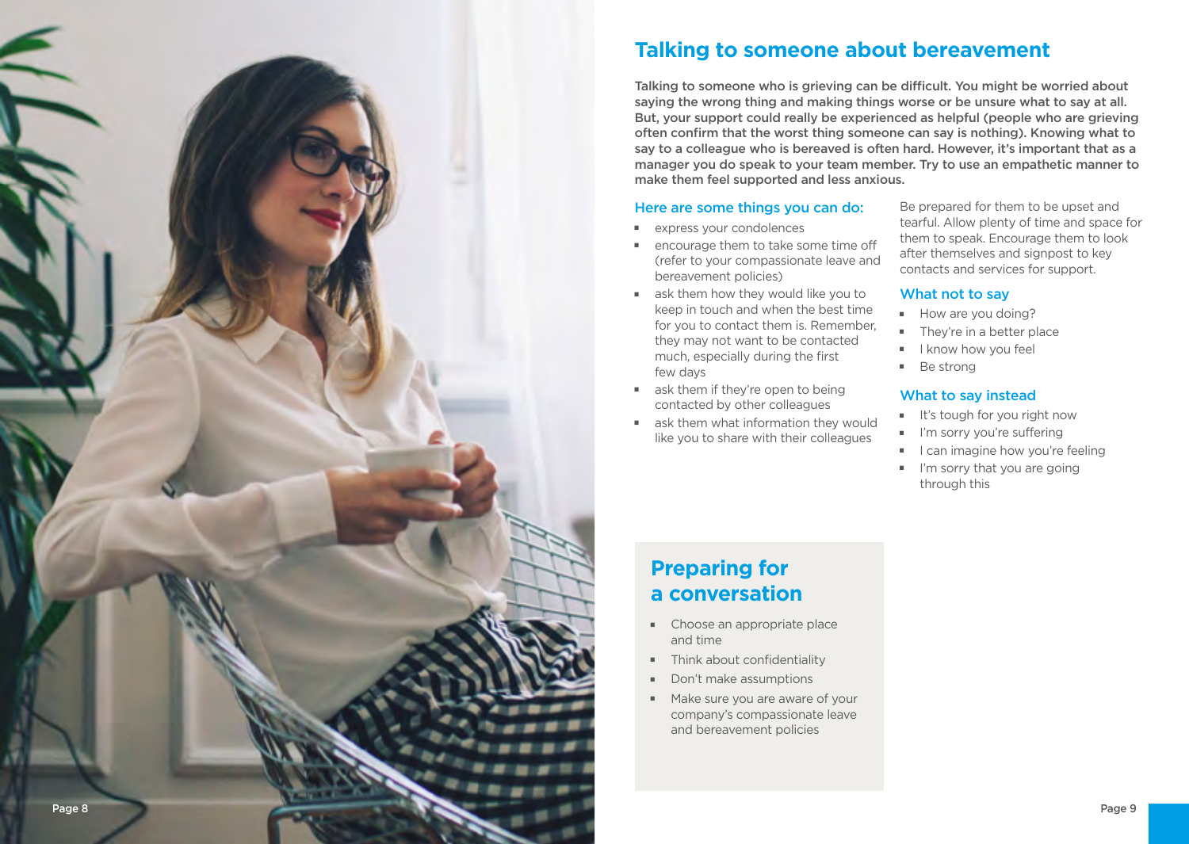## Talking to someone about bereavement

**Talking to someone who is grieving can be difficult. You might be worried about saying the wrong thing and making things worse or be unsure what to say at all. But, your support could really be experienced as helpful (people who are grieving often confirm that the worst thing someone can say is nothing). Knowing what to say to a colleague who is bereaved is often hard. However, it's important that as a manager you do speak to your team member. Try to use an empathetic manner to make them feel supported and less anxious.**

### Here are some things you can do:

- express your condolences
- encourage them to take some time off (refer to your compassionate leave and bereavement policies)
- ask them how they would like you to keep in touch and when the best time for you to contact them is. Remember, they may not want to be contacted much, especially during the first few days
- ask them if they're open to being contacted by other colleagues
- ask them what information they would like you to share with their colleagues

Be prepared for them to be upset and tearful. Allow plenty of time and space for them to speak. Encourage them to look after themselves and signpost to key contacts and services for support.

### What not to say

- How are you doing?
- They're in a better place
- I know how you feel
- Be strong

### What to say instead

- It's tough for you right now
- I'm sorry you're suffering
- I can imagine how you're feeling
- I'm sorry that you are going through this

## Preparing for a conversation

- Choose an appropriate place and time
- Think about confidentiality
- Don't make assumptions
- Make sure you are aware of your company's compassionate leave and bereavement policies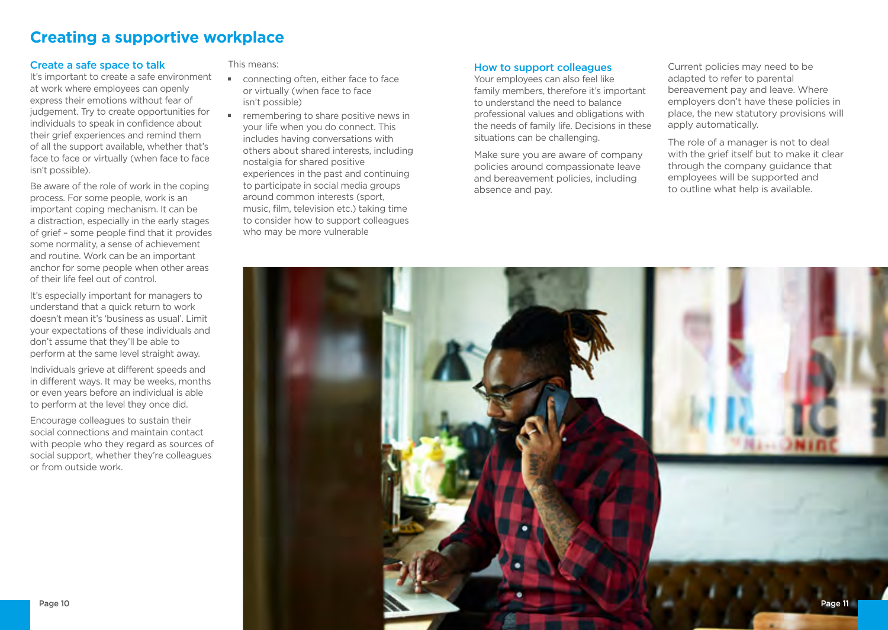# Creating a supportive workplace

## Create a safe space to talk

It's important to create a safe environment at work where employees can openly express their emotions without fear of judgement. Try to create opportunities for individuals to speak in confidence about their grief experiences and remind them of all the support available, whether that's face to face or virtually (when face to face isn't possible).

Be aware of the role of work in the coping process. For some people, work is an important coping mechanism. It can be a distraction, especially in the early stages of grief – some people find that it provides some normality, a sense of achievement and routine. Work can be an important anchor for some people when other areas of their life feel out of control.

It's especially important for managers to understand that a quick return to work doesn't mean it's 'business as usual'. Limit your expectations of these individuals and don't assume that they'll be able to perform at the same level straight away.

Individuals grieve at different speeds and in different ways. It may be weeks, months or even years before an individual is able to perform at the level they once did.

Encourage colleagues to sustain their social connections and maintain contact with people who they regard as sources of social support, whether they're colleagues or from outside work.

This means:

- connecting often, either face to face or virtually (when face to face isn't possible)
- remembering to share positive news in your life when you do connect. This includes having conversations with others about shared interests, including nostalgia for shared positive experiences in the past and continuing to participate in social media groups around common interests (sport, music, film, television etc.) taking time to consider how to support colleagues who may be more vulnerable

## How to support colleagues

Your employees can also feel like family members, therefore it's important to understand the need to balance professional values and obligations with the needs of family life. Decisions in these situations can be challenging.

Make sure you are aware of company policies around compassionate leave and bereavement policies, including absence and pay.

Current policies may need to be adapted to refer to parental bereavement pay and leave. Where employers don't have these policies in place, the new statutory provisions will apply automatically.

The role of a manager is not to deal with the grief itself but to make it clear through the company guidance that employees will be supported and to outline what help is available.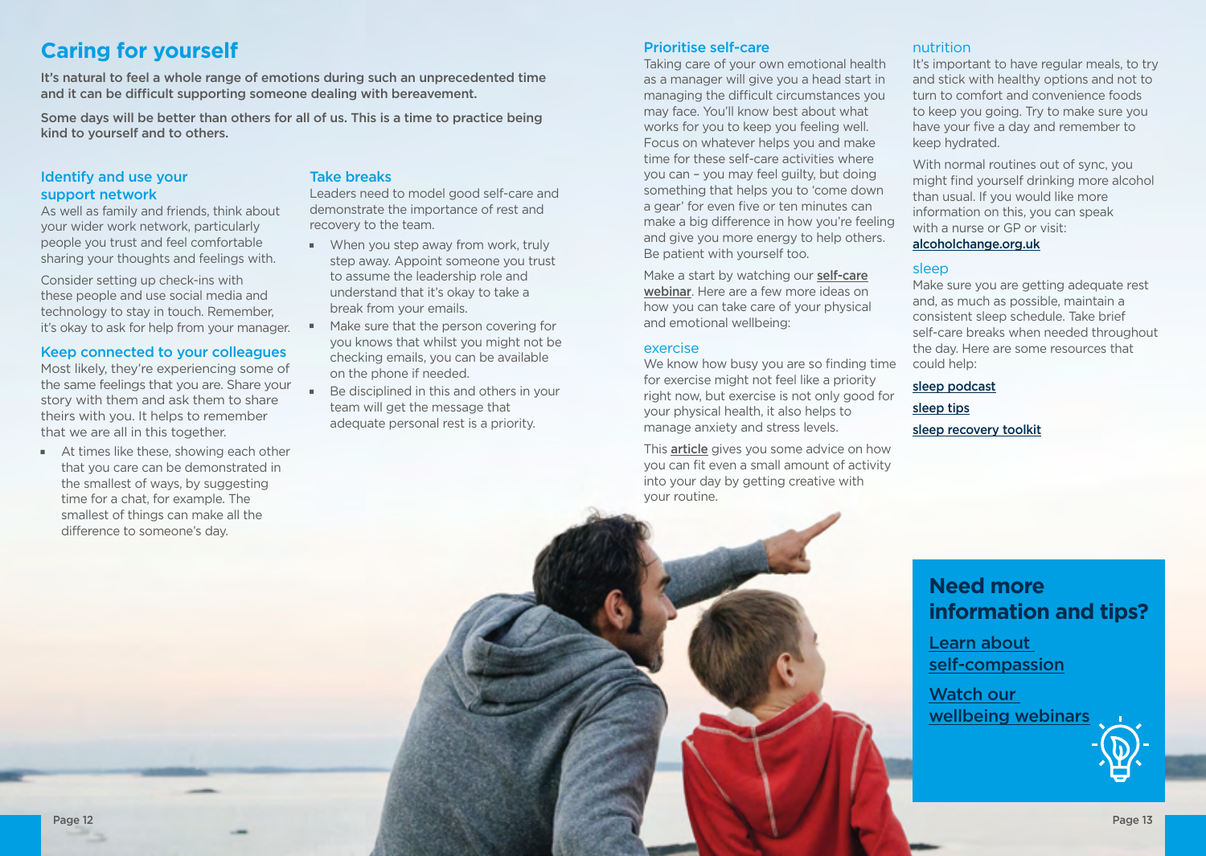# Caring for yourself

**It's natural to feel a whole range of emotions during such an unprecedented time and it can be difficult supporting someone dealing with bereavement.**

**Some days will be better than others for all of us. This is a time to practice being kind to yourself and to others.**

## Identify and use your support network

As well as family and friends, think about your wider work network, particularly people you trust and feel comfortable sharing your thoughts and feelings with.

Consider setting up check-ins with these people and use social media and technology to stay in touch. Remember, it's okay to ask for help from your manager.

## Keep connected to your colleagues

Most likely, they're experiencing some of the same feelings that you are. Share your story with them and ask them to share theirs with you. It helps to remember that we are all in this together.

- At times like these, showing each other that you care can be demonstrated in the smallest of ways, by suggesting time for a chat, for example. The smallest of things can make all the difference to someone's day.

## Take breaks

Leaders need to model good self-care and demonstrate the importance of rest and recovery to the team.

- When you step away from work, truly step away. Appoint someone you trust to assume the leadership role and understand that it's okay to take a break from your emails.
- Make sure that the person covering for you knows that whilst you might not be checking emails, you can be available on the phone if needed.
- Be disciplined in this and others in your team will get the message that adequate personal rest is a priority.

## Prioritise self-care

Taking care of your own emotional health as a manager will give you a head start in managing the difficult circumstances you may face. You'll know best about what works for you to keep you feeling well. Focus on whatever helps you and make time for these self-care activities where you can – you may feel guilty, but doing something that helps you to 'come down a gear' for even five or ten minutes can make a big difference in how you're feeling and give you more energy to help others. Be patient with yourself too.

Make a start by watching our **self-care webinar**. Here are a few more ideas on how you can take care of your physical and emotional wellbeing:

### exercise

We know how busy you are so finding time for exercise might not feel like a priority right now, but exercise is not only good for your physical health, it also helps to manage anxiety and stress levels.

This **article** gives you some advice on how you can fit even a small amount of activity into your day by getting creative with your routine.

### nutrition

It's important to have regular meals, to try and stick with healthy options and not to turn to comfort and convenience foods to keep you going. Try to make sure you have your five a day and remember to keep hydrated.

With normal routines out of sync, you might find yourself drinking more alcohol than usual. If you would like more information on this, you can speak with a nurse or GP or visit:
**alcoholchange.org.uk**

### sleep

Make sure you are getting adequate rest and, as much as possible, maintain a consistent sleep schedule. Take brief self-care breaks when needed throughout the day. Here are some resources that could help:

**sleep podcast**

**sleep tips**

**sleep recovery toolkit**

## Need more information and tips?

**Learn about self-compassion**

**Watch our wellbeing webinars**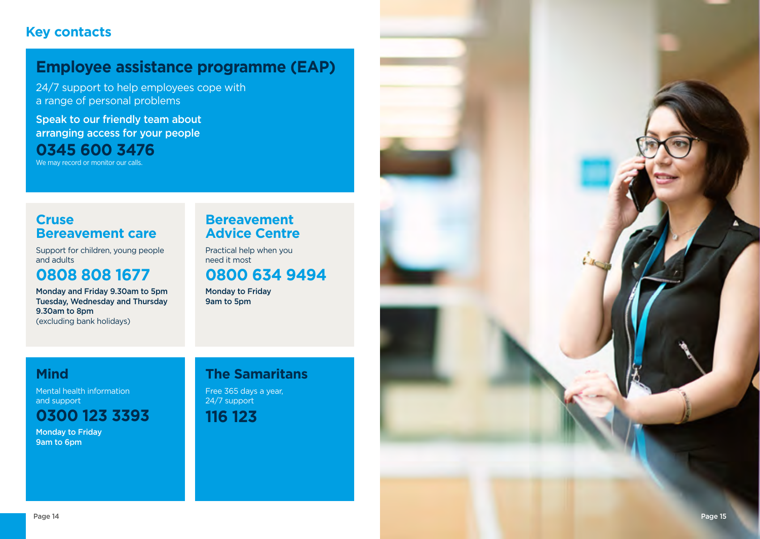## Key contacts

### Employee assistance programme (EAP)

24/7 support to help employees cope with a range of personal problems

Speak to our friendly team about arranging access for your people

**0345 600 3476**

We may record or monitor our calls.

### Cruse Bereavement care

Support for children, young people and adults

**0808 808 1677**

**Monday and Friday 9.30am to 5pm**
**Tuesday, Wednesday and Thursday 9.30am to 8pm**
(excluding bank holidays)

### Bereavement Advice Centre

Practical help when you need it most

**0800 634 9494**

**Monday to Friday**
**9am to 5pm**

### Mind

Mental health information and support

**0300 123 3393**

**Monday to Friday**
**9am to 6pm**

### The Samaritans

Free 365 days a year, 24/7 support

**116 123**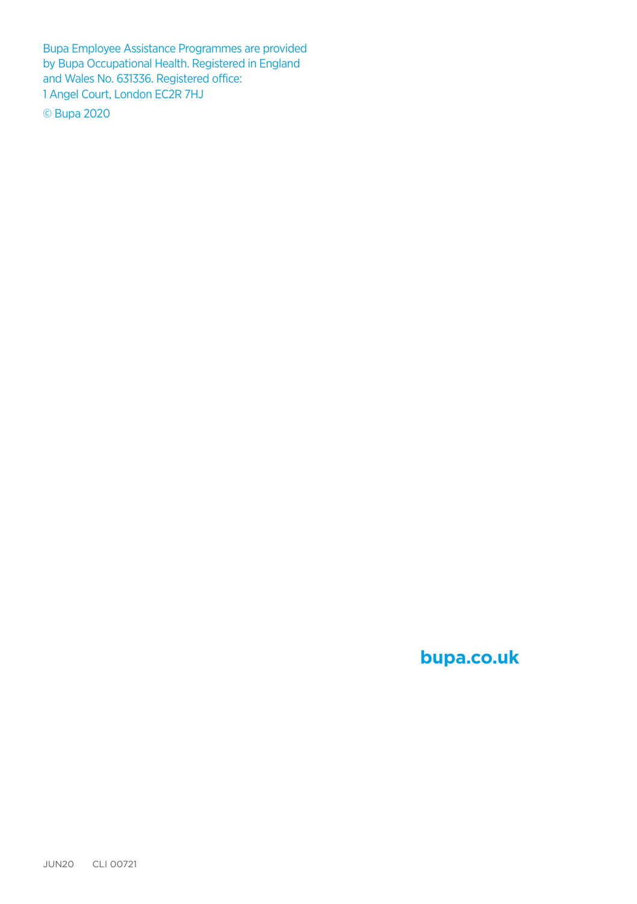Bupa Employee Assistance Programmes are provided by Bupa Occupational Health. Registered in England and Wales No. 631336. Registered office: 1 Angel Court, London EC2R 7HJ

© Bupa 2020

**bupa.co.uk**

JUN20 CLI 00721